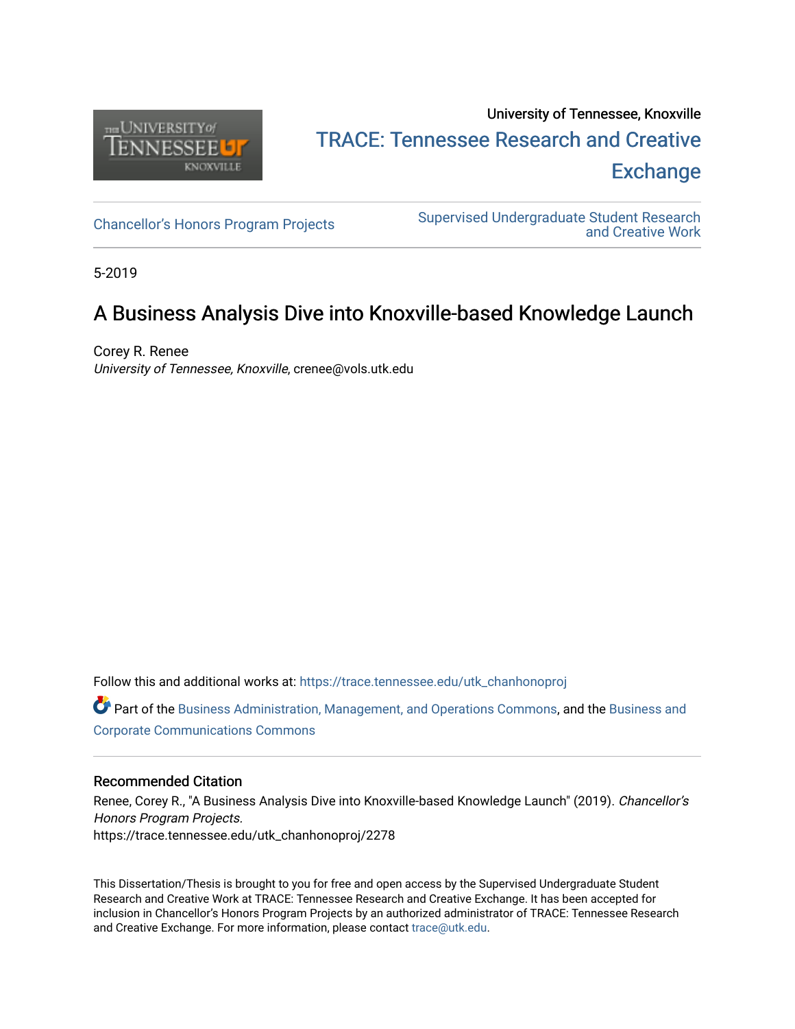University of Tennessee, Knoxville

TRACE: Tennessee Research and Creative Exchange

Chancellor's Honors Program Projects

Supervised Undergraduate Student Research and Creative Work

5-2019

# A Business Analysis Dive into Knoxville-based Knowledge Launch

Corey R. Renee
*University of Tennessee, Knoxville*, crenee@vols.utk.edu

Follow this and additional works at: https://trace.tennessee.edu/utk_chanhonoproj

Part of the Business Administration, Management, and Operations Commons, and the Business and Corporate Communications Commons

### Recommended Citation

Renee, Corey R., "A Business Analysis Dive into Knoxville-based Knowledge Launch" (2019). *Chancellor's Honors Program Projects.*
https://trace.tennessee.edu/utk_chanhonoproj/2278

This Dissertation/Thesis is brought to you for free and open access by the Supervised Undergraduate Student Research and Creative Work at TRACE: Tennessee Research and Creative Exchange. It has been accepted for inclusion in Chancellor's Honors Program Projects by an authorized administrator of TRACE: Tennessee Research and Creative Exchange. For more information, please contact trace@utk.edu.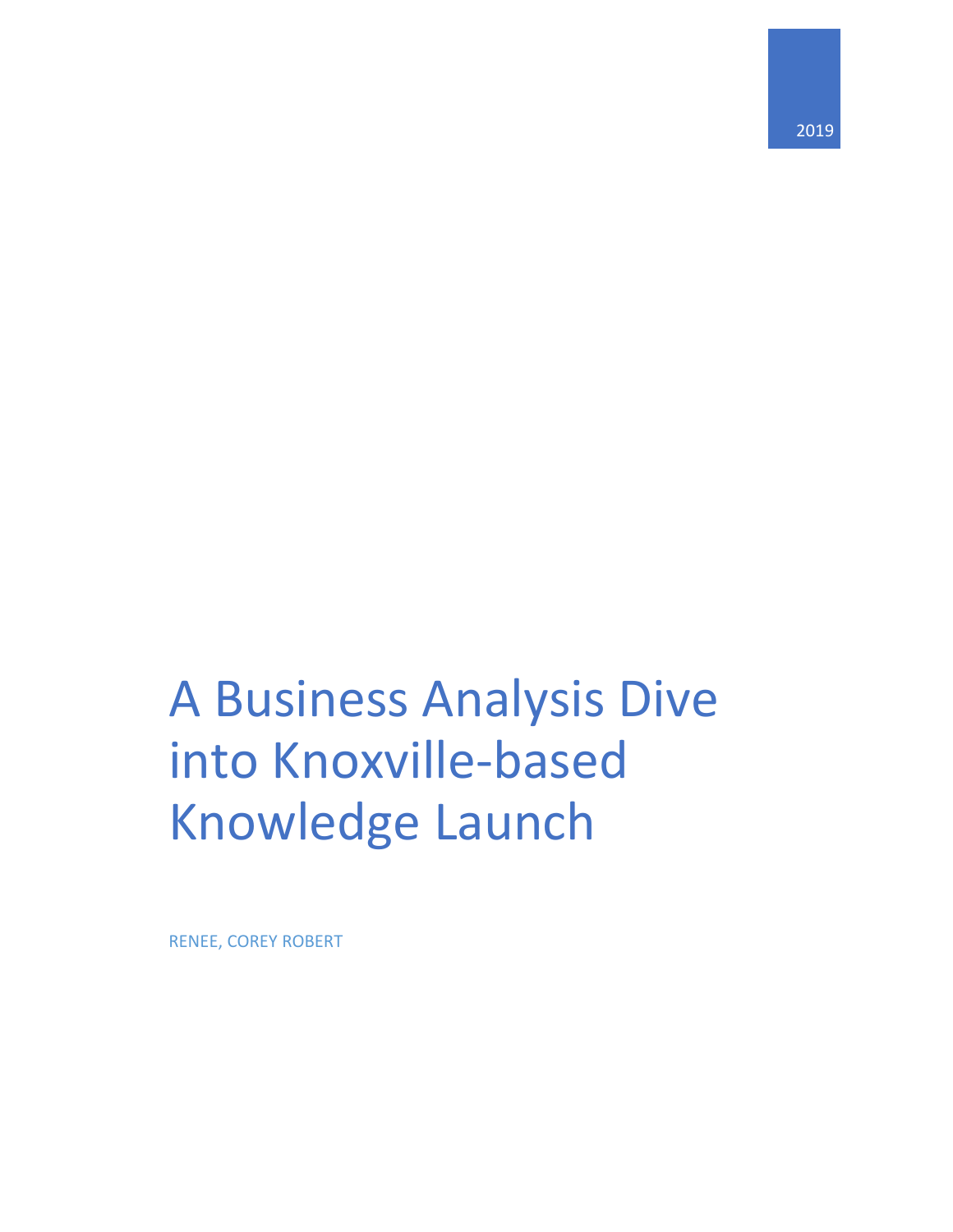2019

# A Business Analysis Dive into Knoxville-based Knowledge Launch

RENEE, COREY ROBERT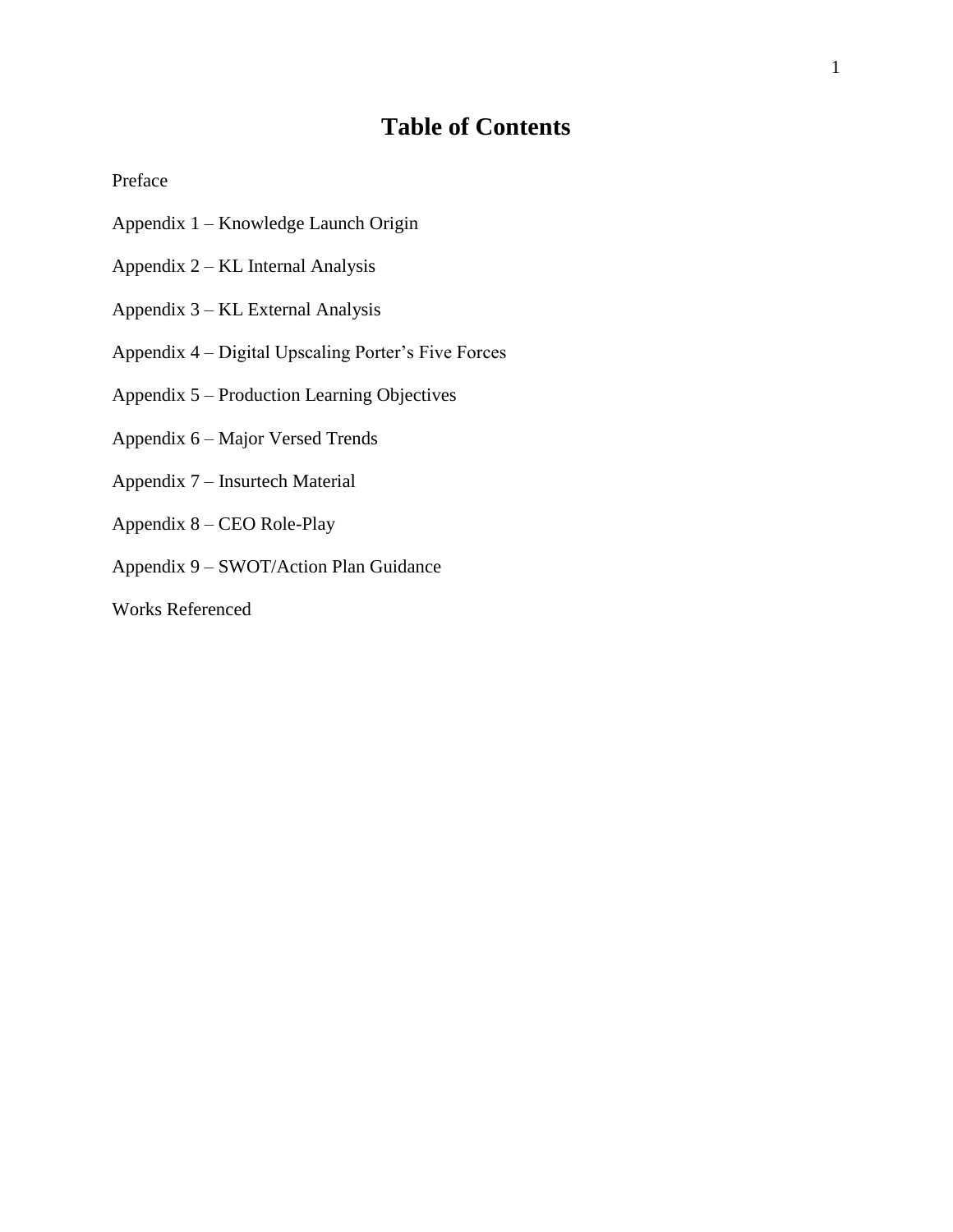# Table of Contents

Preface

Appendix 1 – Knowledge Launch Origin

Appendix 2 – KL Internal Analysis

Appendix 3 – KL External Analysis

Appendix 4 – Digital Upscaling Porter's Five Forces

Appendix 5 – Production Learning Objectives

Appendix 6 – Major Versed Trends

Appendix 7 – Insurtech Material

Appendix 8 – CEO Role-Play

Appendix 9 – SWOT/Action Plan Guidance

Works Referenced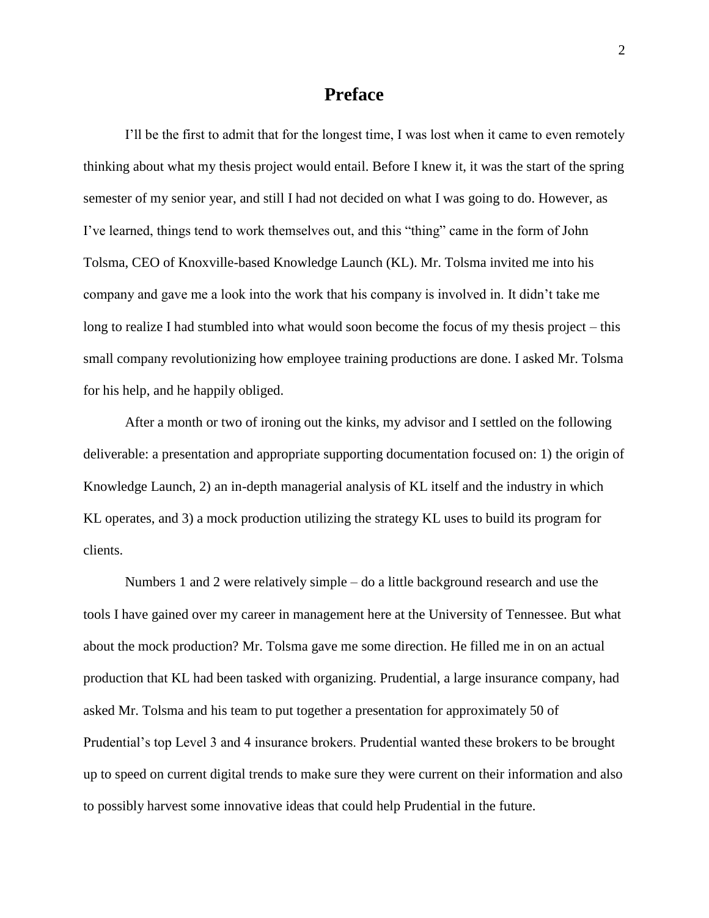# Preface

I'll be the first to admit that for the longest time, I was lost when it came to even remotely thinking about what my thesis project would entail. Before I knew it, it was the start of the spring semester of my senior year, and still I had not decided on what I was going to do. However, as I've learned, things tend to work themselves out, and this "thing" came in the form of John Tolsma, CEO of Knoxville-based Knowledge Launch (KL). Mr. Tolsma invited me into his company and gave me a look into the work that his company is involved in. It didn't take me long to realize I had stumbled into what would soon become the focus of my thesis project – this small company revolutionizing how employee training productions are done. I asked Mr. Tolsma for his help, and he happily obliged.

After a month or two of ironing out the kinks, my advisor and I settled on the following deliverable: a presentation and appropriate supporting documentation focused on: 1) the origin of Knowledge Launch, 2) an in-depth managerial analysis of KL itself and the industry in which KL operates, and 3) a mock production utilizing the strategy KL uses to build its program for clients.

Numbers 1 and 2 were relatively simple – do a little background research and use the tools I have gained over my career in management here at the University of Tennessee. But what about the mock production? Mr. Tolsma gave me some direction. He filled me in on an actual production that KL had been tasked with organizing. Prudential, a large insurance company, had asked Mr. Tolsma and his team to put together a presentation for approximately 50 of Prudential's top Level 3 and 4 insurance brokers. Prudential wanted these brokers to be brought up to speed on current digital trends to make sure they were current on their information and also to possibly harvest some innovative ideas that could help Prudential in the future.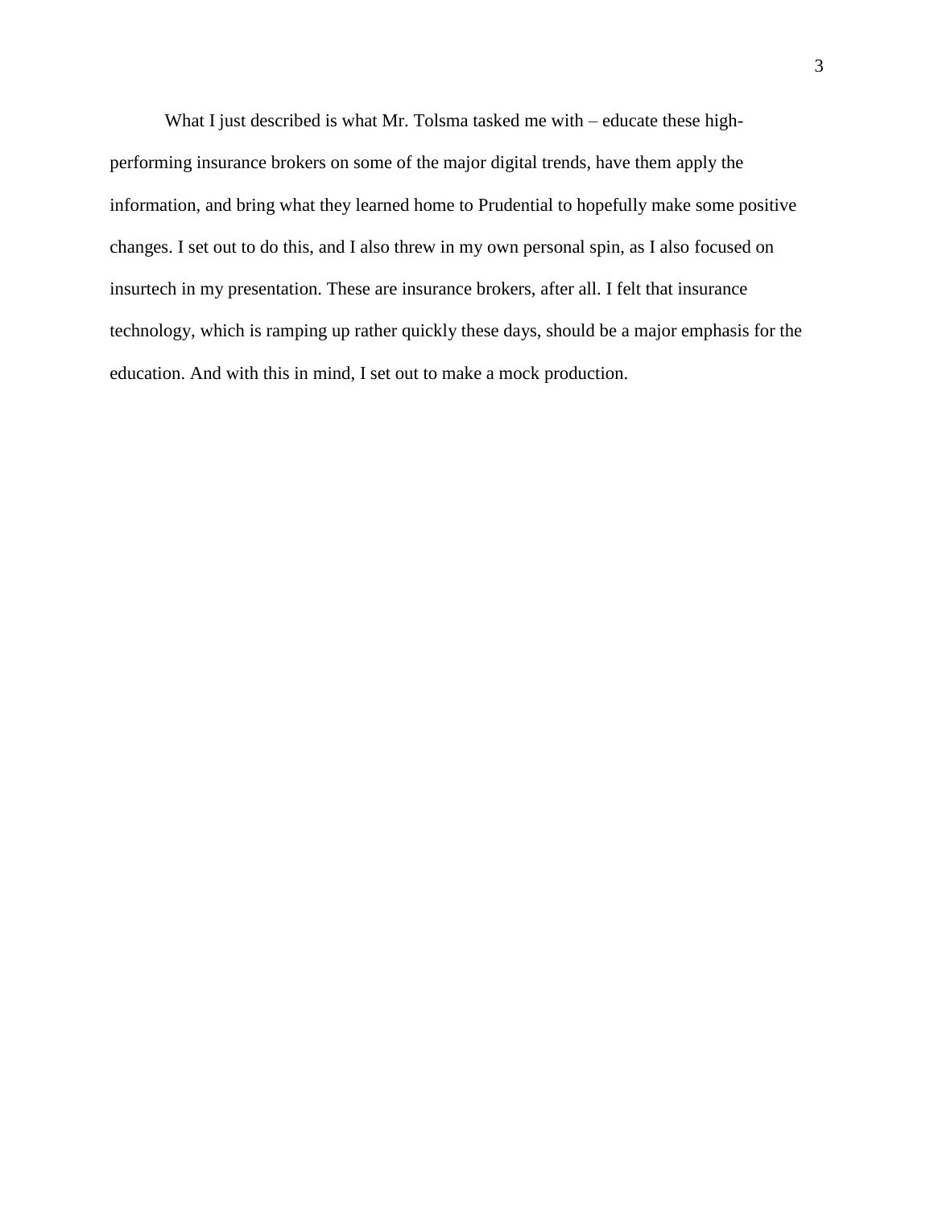What I just described is what Mr. Tolsma tasked me with – educate these high-performing insurance brokers on some of the major digital trends, have them apply the information, and bring what they learned home to Prudential to hopefully make some positive changes. I set out to do this, and I also threw in my own personal spin, as I also focused on insurtech in my presentation. These are insurance brokers, after all. I felt that insurance technology, which is ramping up rather quickly these days, should be a major emphasis for the education. And with this in mind, I set out to make a mock production.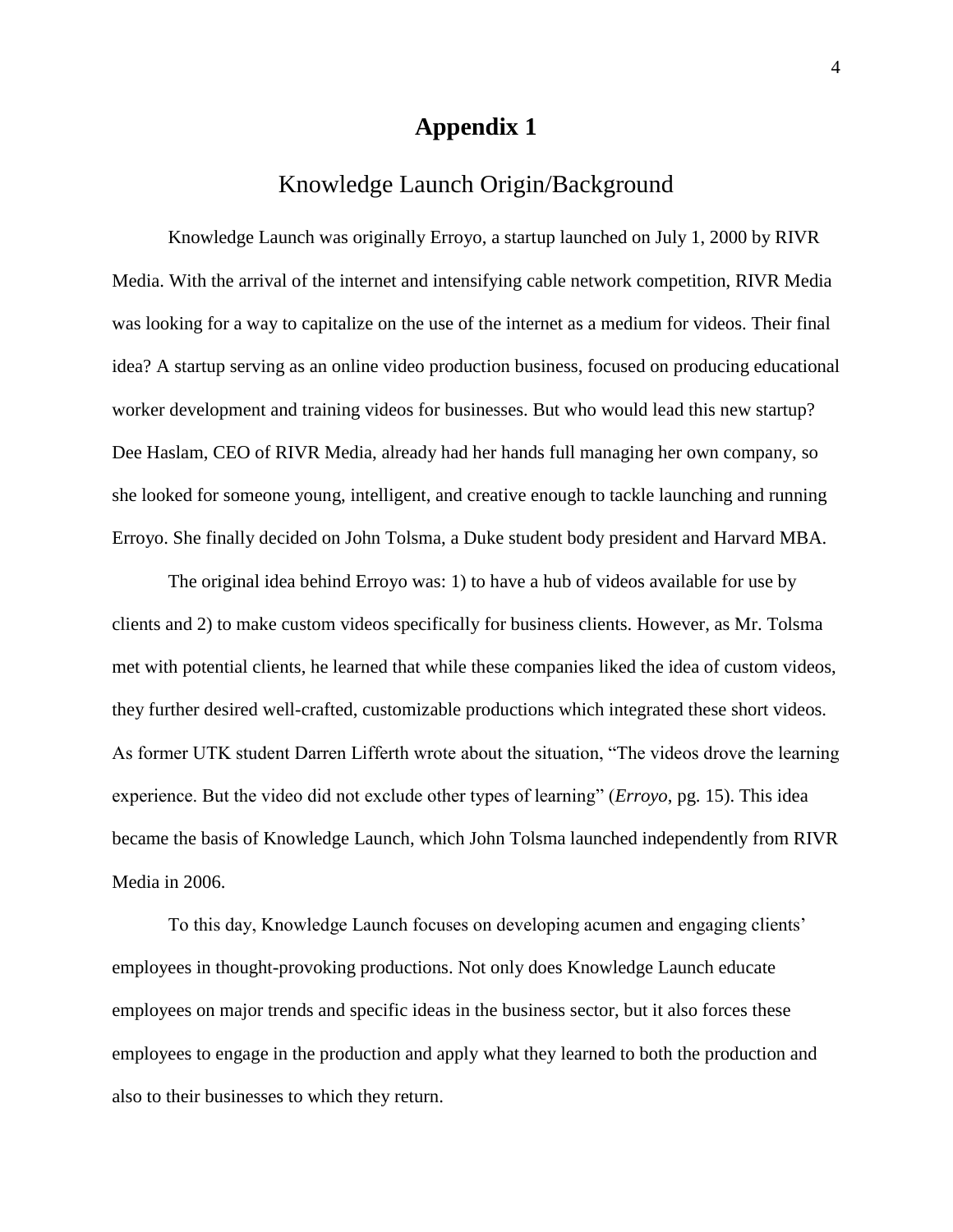# Appendix 1

## Knowledge Launch Origin/Background

Knowledge Launch was originally Erroyo, a startup launched on July 1, 2000 by RIVR Media. With the arrival of the internet and intensifying cable network competition, RIVR Media was looking for a way to capitalize on the use of the internet as a medium for videos. Their final idea? A startup serving as an online video production business, focused on producing educational worker development and training videos for businesses. But who would lead this new startup? Dee Haslam, CEO of RIVR Media, already had her hands full managing her own company, so she looked for someone young, intelligent, and creative enough to tackle launching and running Erroyo. She finally decided on John Tolsma, a Duke student body president and Harvard MBA.

The original idea behind Erroyo was: 1) to have a hub of videos available for use by clients and 2) to make custom videos specifically for business clients. However, as Mr. Tolsma met with potential clients, he learned that while these companies liked the idea of custom videos, they further desired well-crafted, customizable productions which integrated these short videos. As former UTK student Darren Lifferth wrote about the situation, "The videos drove the learning experience. But the video did not exclude other types of learning" (*Erroyo*, pg. 15). This idea became the basis of Knowledge Launch, which John Tolsma launched independently from RIVR Media in 2006.

To this day, Knowledge Launch focuses on developing acumen and engaging clients' employees in thought-provoking productions. Not only does Knowledge Launch educate employees on major trends and specific ideas in the business sector, but it also forces these employees to engage in the production and apply what they learned to both the production and also to their businesses to which they return.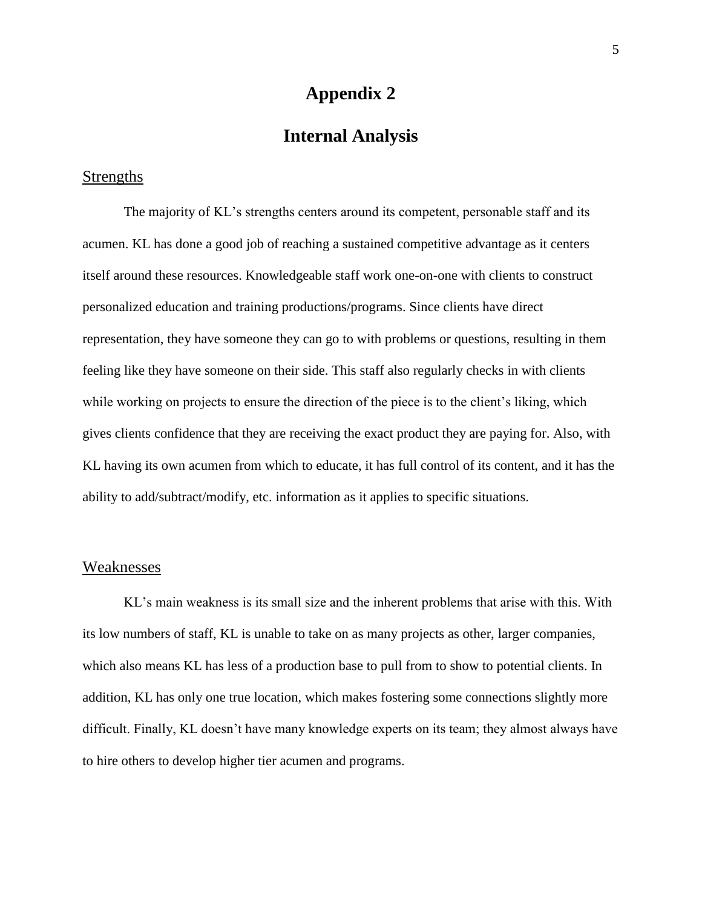# Appendix 2

# Internal Analysis

## Strengths

The majority of KL's strengths centers around its competent, personable staff and its acumen. KL has done a good job of reaching a sustained competitive advantage as it centers itself around these resources. Knowledgeable staff work one-on-one with clients to construct personalized education and training productions/programs. Since clients have direct representation, they have someone they can go to with problems or questions, resulting in them feeling like they have someone on their side. This staff also regularly checks in with clients while working on projects to ensure the direction of the piece is to the client's liking, which gives clients confidence that they are receiving the exact product they are paying for. Also, with KL having its own acumen from which to educate, it has full control of its content, and it has the ability to add/subtract/modify, etc. information as it applies to specific situations.

## Weaknesses

KL's main weakness is its small size and the inherent problems that arise with this. With its low numbers of staff, KL is unable to take on as many projects as other, larger companies, which also means KL has less of a production base to pull from to show to potential clients. In addition, KL has only one true location, which makes fostering some connections slightly more difficult. Finally, KL doesn't have many knowledge experts on its team; they almost always have to hire others to develop higher tier acumen and programs.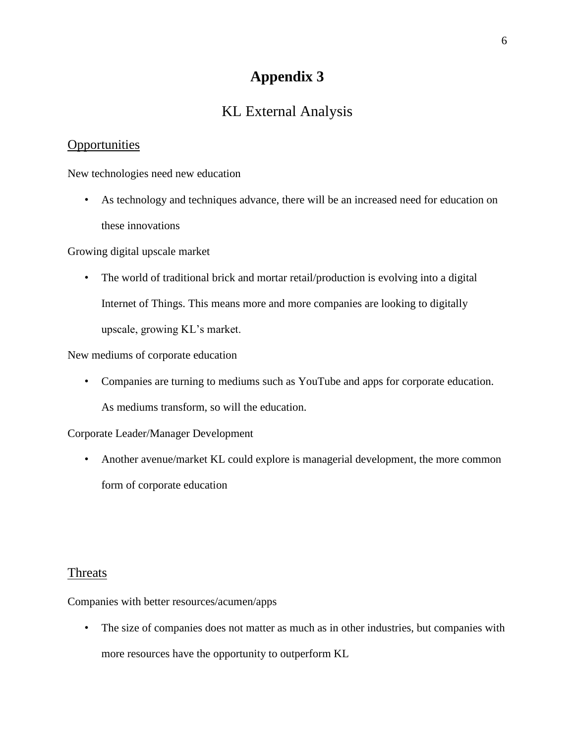# Appendix 3

## KL External Analysis

### Opportunities

New technologies need new education

- As technology and techniques advance, there will be an increased need for education on these innovations

Growing digital upscale market

- The world of traditional brick and mortar retail/production is evolving into a digital Internet of Things. This means more and more companies are looking to digitally upscale, growing KL's market.

New mediums of corporate education

- Companies are turning to mediums such as YouTube and apps for corporate education. As mediums transform, so will the education.

Corporate Leader/Manager Development

- Another avenue/market KL could explore is managerial development, the more common form of corporate education

### Threats

Companies with better resources/acumen/apps

- The size of companies does not matter as much as in other industries, but companies with more resources have the opportunity to outperform KL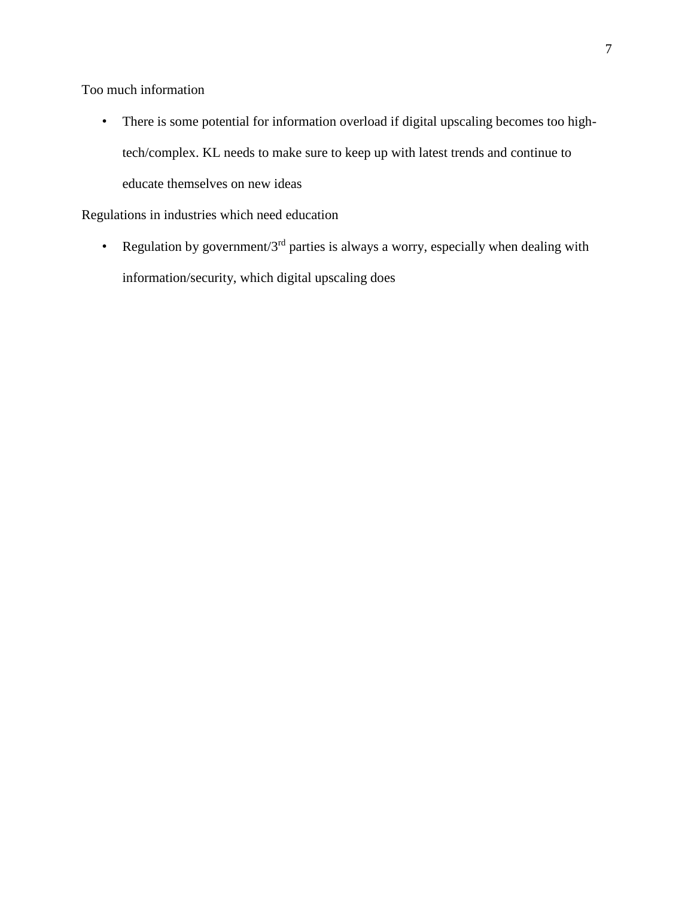Too much information

- There is some potential for information overload if digital upscaling becomes too high-tech/complex. KL needs to make sure to keep up with latest trends and continue to educate themselves on new ideas

Regulations in industries which need education

- Regulation by government/3rd parties is always a worry, especially when dealing with information/security, which digital upscaling does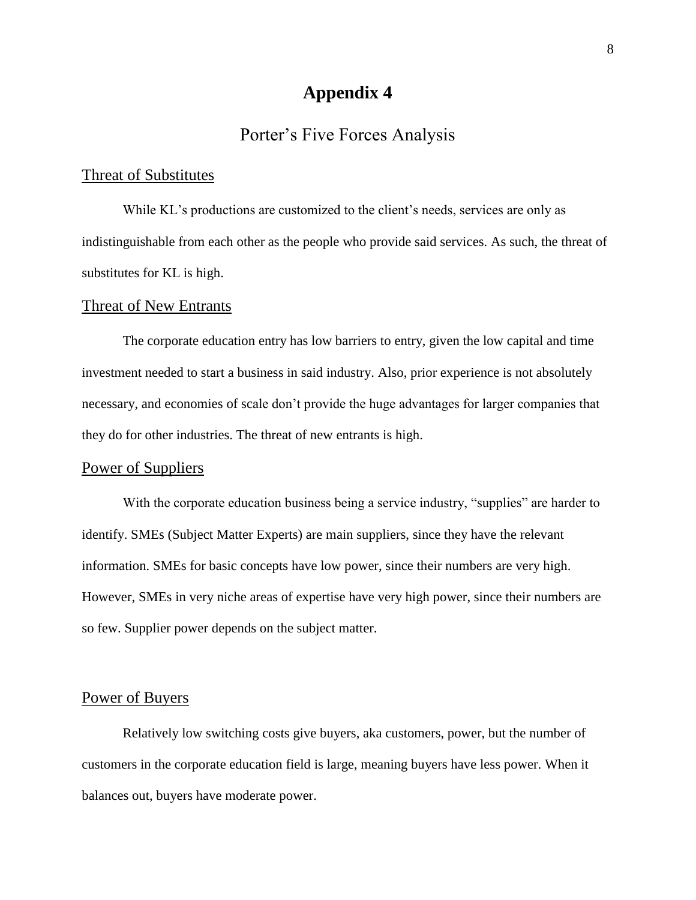# Appendix 4

## Porter's Five Forces Analysis

### Threat of Substitutes

While KL's productions are customized to the client's needs, services are only as indistinguishable from each other as the people who provide said services. As such, the threat of substitutes for KL is high.

### Threat of New Entrants

The corporate education entry has low barriers to entry, given the low capital and time investment needed to start a business in said industry. Also, prior experience is not absolutely necessary, and economies of scale don't provide the huge advantages for larger companies that they do for other industries. The threat of new entrants is high.

### Power of Suppliers

With the corporate education business being a service industry, "supplies" are harder to identify. SMEs (Subject Matter Experts) are main suppliers, since they have the relevant information. SMEs for basic concepts have low power, since their numbers are very high. However, SMEs in very niche areas of expertise have very high power, since their numbers are so few. Supplier power depends on the subject matter.

### Power of Buyers

Relatively low switching costs give buyers, aka customers, power, but the number of customers in the corporate education field is large, meaning buyers have less power. When it balances out, buyers have moderate power.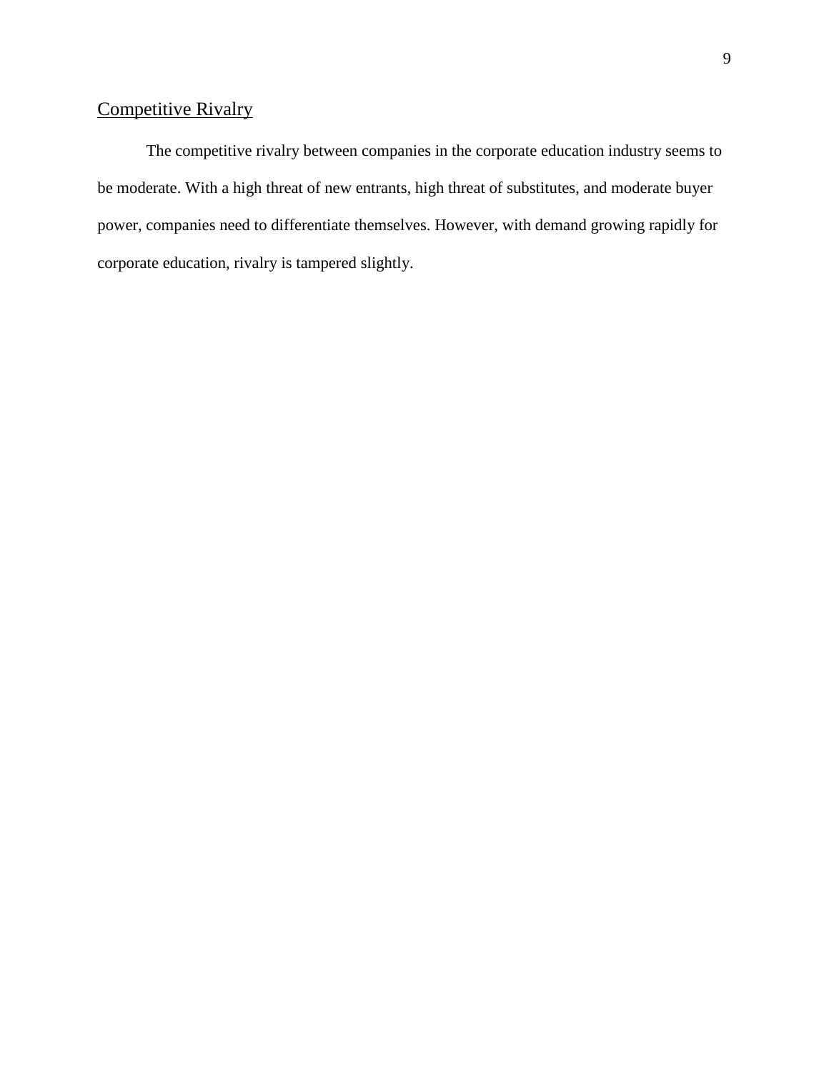## Competitive Rivalry

The competitive rivalry between companies in the corporate education industry seems to be moderate. With a high threat of new entrants, high threat of substitutes, and moderate buyer power, companies need to differentiate themselves. However, with demand growing rapidly for corporate education, rivalry is tampered slightly.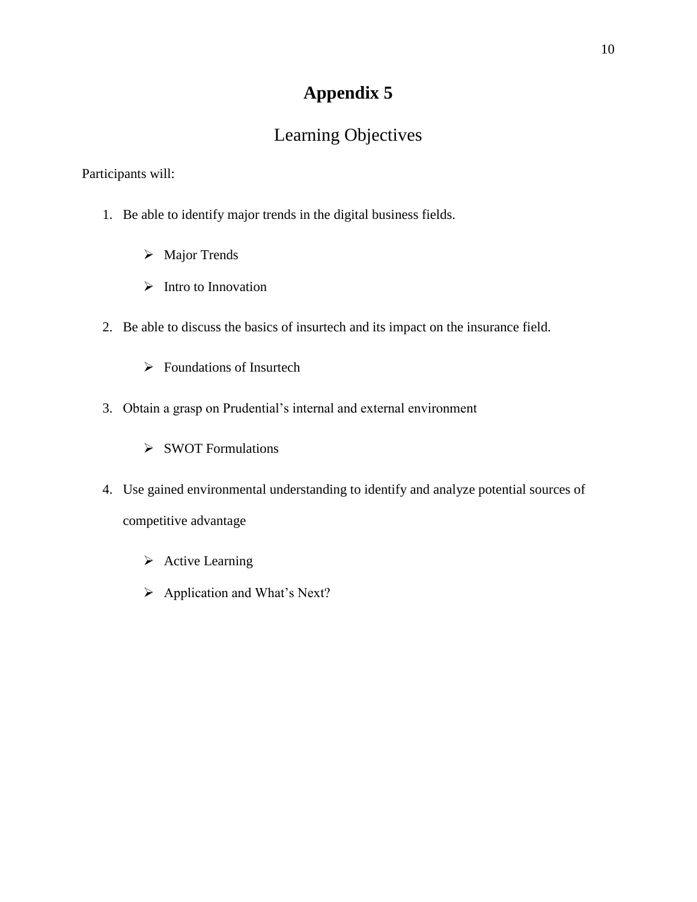# Appendix 5

## Learning Objectives

Participants will:

1. Be able to identify major trends in the digital business fields.

    - Major Trends
    - Intro to Innovation

2. Be able to discuss the basics of insurtech and its impact on the insurance field.

    - Foundations of Insurtech

3. Obtain a grasp on Prudential's internal and external environment

    - SWOT Formulations

4. Use gained environmental understanding to identify and analyze potential sources of competitive advantage

    - Active Learning
    - Application and What's Next?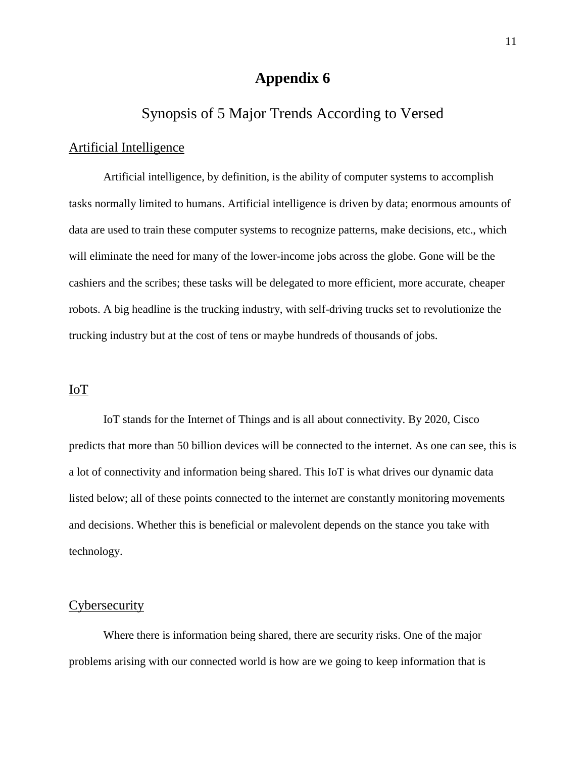# Appendix 6

## Synopsis of 5 Major Trends According to Versed

### Artificial Intelligence

Artificial intelligence, by definition, is the ability of computer systems to accomplish tasks normally limited to humans. Artificial intelligence is driven by data; enormous amounts of data are used to train these computer systems to recognize patterns, make decisions, etc., which will eliminate the need for many of the lower-income jobs across the globe. Gone will be the cashiers and the scribes; these tasks will be delegated to more efficient, more accurate, cheaper robots. A big headline is the trucking industry, with self-driving trucks set to revolutionize the trucking industry but at the cost of tens or maybe hundreds of thousands of jobs.

### IoT

IoT stands for the Internet of Things and is all about connectivity. By 2020, Cisco predicts that more than 50 billion devices will be connected to the internet. As one can see, this is a lot of connectivity and information being shared. This IoT is what drives our dynamic data listed below; all of these points connected to the internet are constantly monitoring movements and decisions. Whether this is beneficial or malevolent depends on the stance you take with technology.

### Cybersecurity

Where there is information being shared, there are security risks. One of the major problems arising with our connected world is how are we going to keep information that is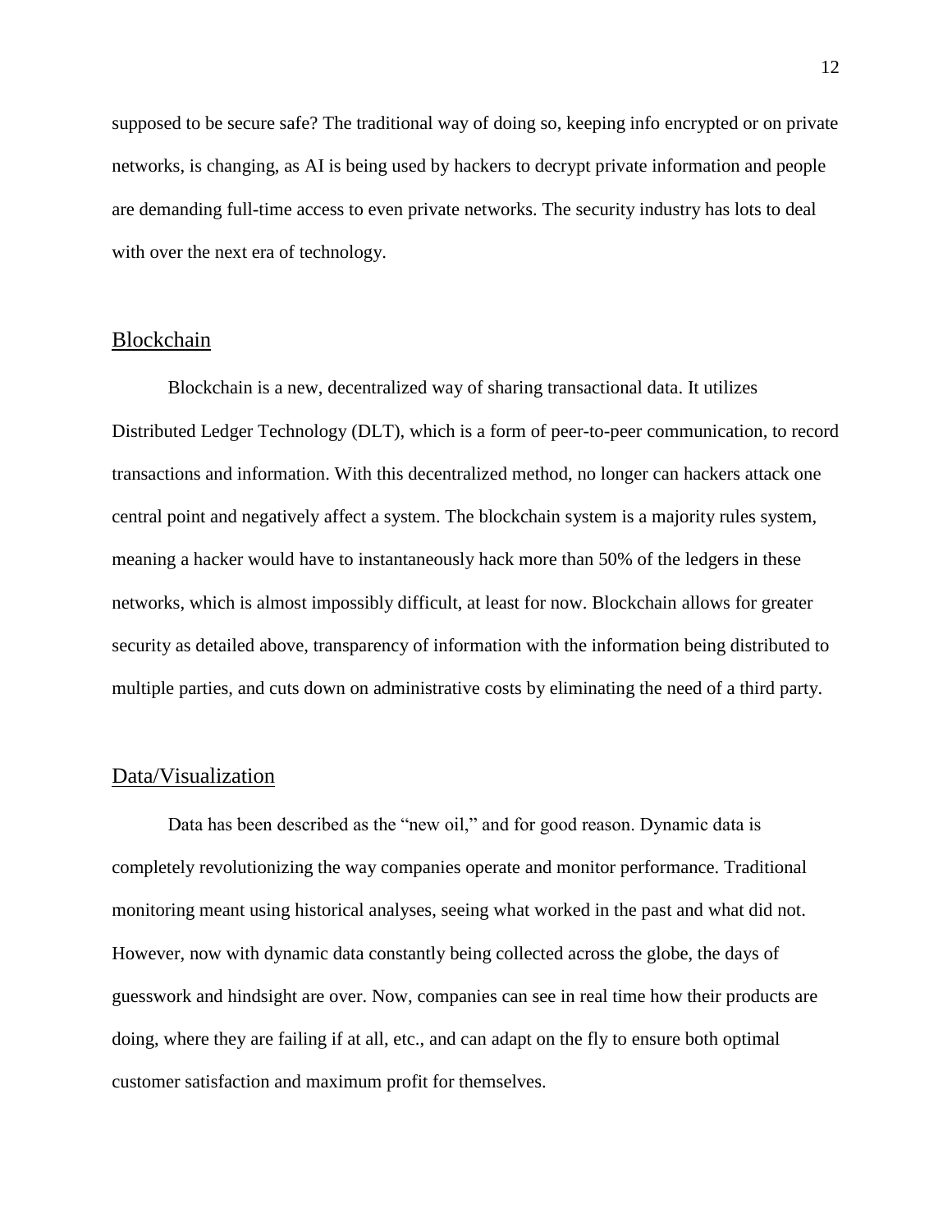supposed to be secure safe? The traditional way of doing so, keeping info encrypted or on private networks, is changing, as AI is being used by hackers to decrypt private information and people are demanding full-time access to even private networks. The security industry has lots to deal with over the next era of technology.

## Blockchain

Blockchain is a new, decentralized way of sharing transactional data. It utilizes Distributed Ledger Technology (DLT), which is a form of peer-to-peer communication, to record transactions and information. With this decentralized method, no longer can hackers attack one central point and negatively affect a system. The blockchain system is a majority rules system, meaning a hacker would have to instantaneously hack more than 50% of the ledgers in these networks, which is almost impossibly difficult, at least for now. Blockchain allows for greater security as detailed above, transparency of information with the information being distributed to multiple parties, and cuts down on administrative costs by eliminating the need of a third party.

## Data/Visualization

Data has been described as the "new oil," and for good reason. Dynamic data is completely revolutionizing the way companies operate and monitor performance. Traditional monitoring meant using historical analyses, seeing what worked in the past and what did not. However, now with dynamic data constantly being collected across the globe, the days of guesswork and hindsight are over. Now, companies can see in real time how their products are doing, where they are failing if at all, etc., and can adapt on the fly to ensure both optimal customer satisfaction and maximum profit for themselves.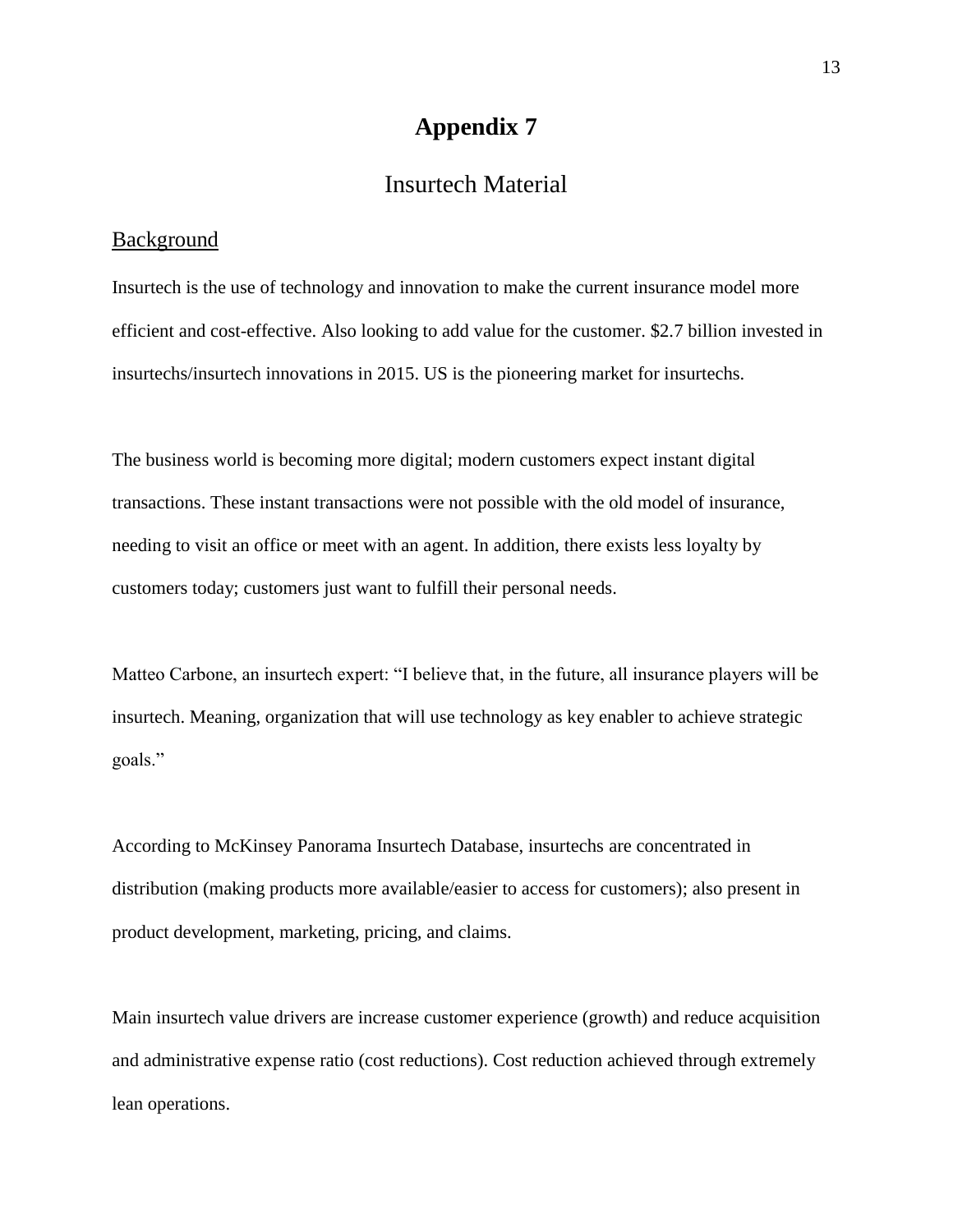# Appendix 7

## Insurtech Material

### Background

Insurtech is the use of technology and innovation to make the current insurance model more efficient and cost-effective. Also looking to add value for the customer. $2.7 billion invested in insurtechs/insurtech innovations in 2015. US is the pioneering market for insurtechs.

The business world is becoming more digital; modern customers expect instant digital transactions. These instant transactions were not possible with the old model of insurance, needing to visit an office or meet with an agent. In addition, there exists less loyalty by customers today; customers just want to fulfill their personal needs.

Matteo Carbone, an insurtech expert: "I believe that, in the future, all insurance players will be insurtech. Meaning, organization that will use technology as key enabler to achieve strategic goals."

According to McKinsey Panorama Insurtech Database, insurtechs are concentrated in distribution (making products more available/easier to access for customers); also present in product development, marketing, pricing, and claims.

Main insurtech value drivers are increase customer experience (growth) and reduce acquisition and administrative expense ratio (cost reductions). Cost reduction achieved through extremely lean operations.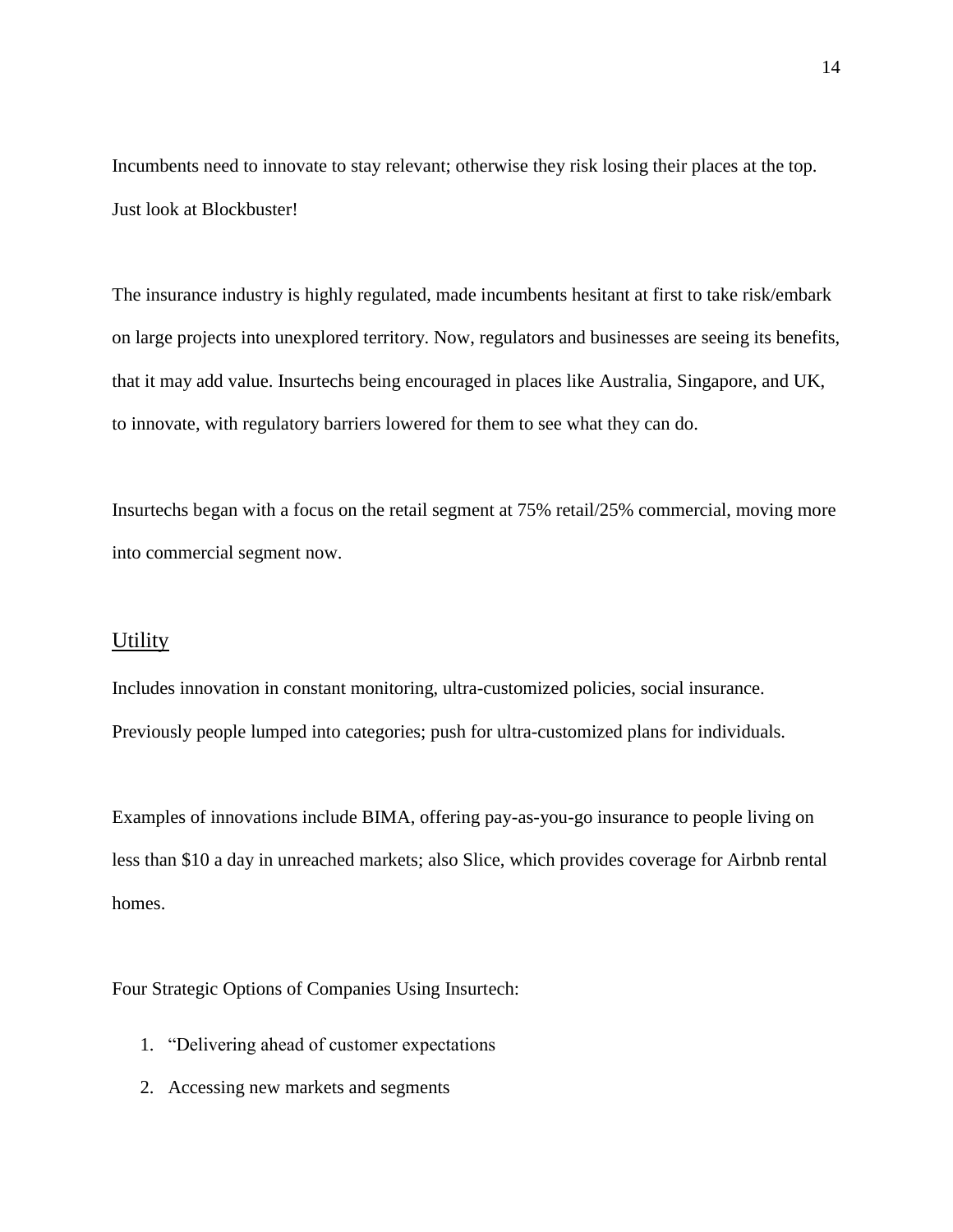Incumbents need to innovate to stay relevant; otherwise they risk losing their places at the top. Just look at Blockbuster!

The insurance industry is highly regulated, made incumbents hesitant at first to take risk/embark on large projects into unexplored territory. Now, regulators and businesses are seeing its benefits, that it may add value. Insurtechs being encouraged in places like Australia, Singapore, and UK, to innovate, with regulatory barriers lowered for them to see what they can do.

Insurtechs began with a focus on the retail segment at 75% retail/25% commercial, moving more into commercial segment now.

## Utility

Includes innovation in constant monitoring, ultra-customized policies, social insurance. Previously people lumped into categories; push for ultra-customized plans for individuals.

Examples of innovations include BIMA, offering pay-as-you-go insurance to people living on less than $10 a day in unreached markets; also Slice, which provides coverage for Airbnb rental homes.

Four Strategic Options of Companies Using Insurtech:

1. "Delivering ahead of customer expectations
2. Accessing new markets and segments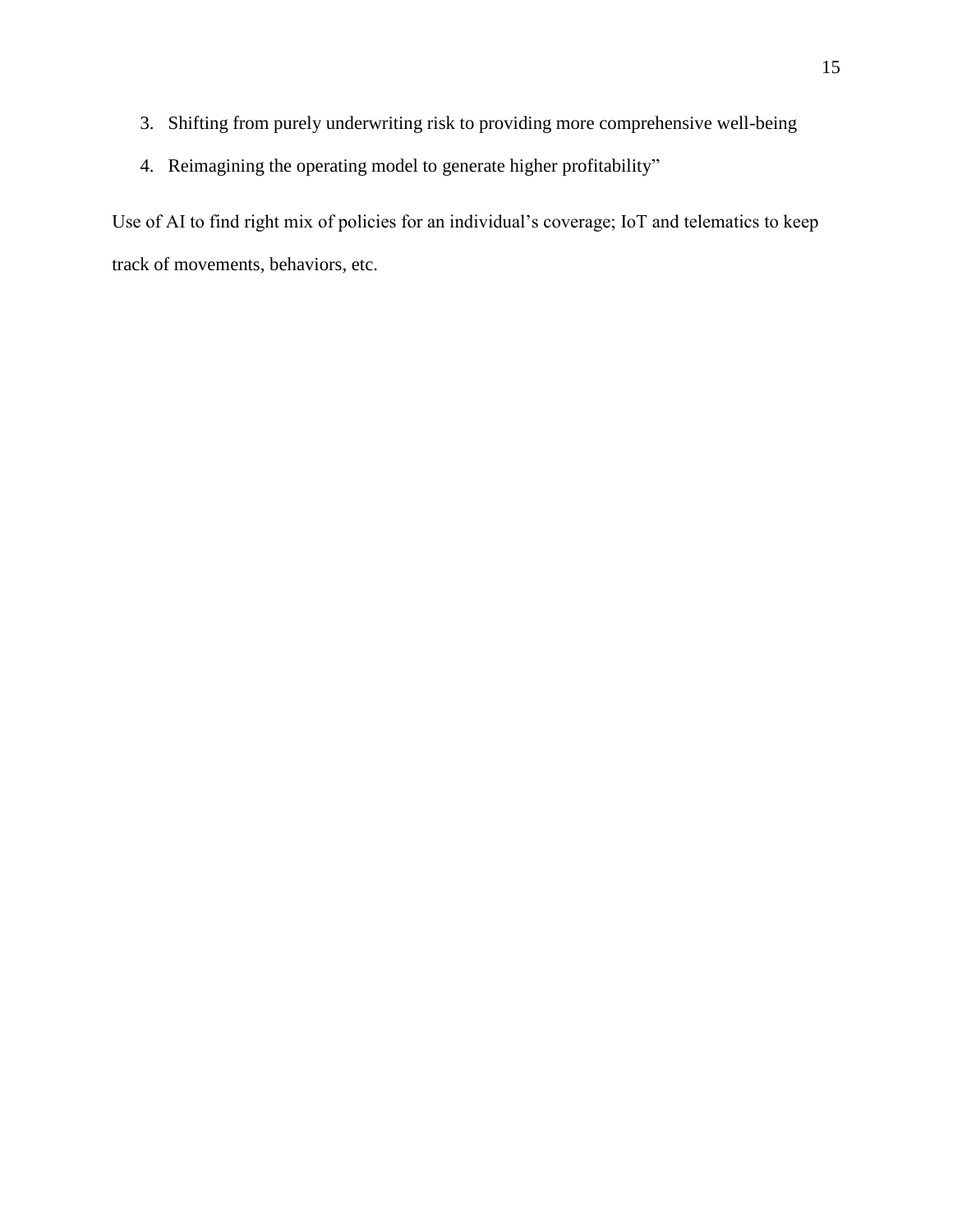3. Shifting from purely underwriting risk to providing more comprehensive well-being
4. Reimagining the operating model to generate higher profitability"

Use of AI to find right mix of policies for an individual's coverage; IoT and telematics to keep track of movements, behaviors, etc.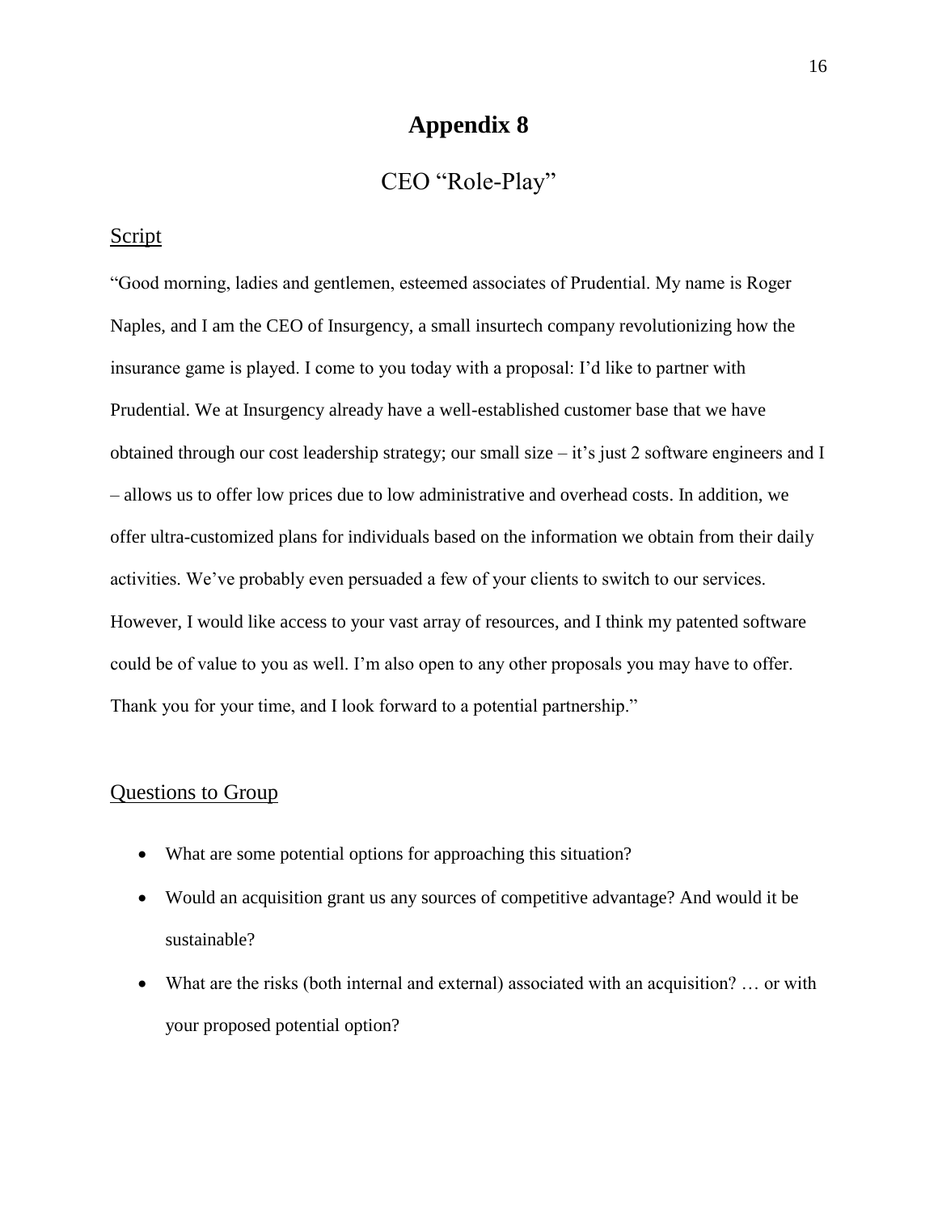# Appendix 8

## CEO "Role-Play"

### Script

"Good morning, ladies and gentlemen, esteemed associates of Prudential. My name is Roger Naples, and I am the CEO of Insurgency, a small insurtech company revolutionizing how the insurance game is played. I come to you today with a proposal: I'd like to partner with Prudential. We at Insurgency already have a well-established customer base that we have obtained through our cost leadership strategy; our small size – it's just 2 software engineers and I – allows us to offer low prices due to low administrative and overhead costs. In addition, we offer ultra-customized plans for individuals based on the information we obtain from their daily activities. We've probably even persuaded a few of your clients to switch to our services. However, I would like access to your vast array of resources, and I think my patented software could be of value to you as well. I'm also open to any other proposals you may have to offer. Thank you for your time, and I look forward to a potential partnership."

### Questions to Group

- What are some potential options for approaching this situation?
- Would an acquisition grant us any sources of competitive advantage? And would it be sustainable?
- What are the risks (both internal and external) associated with an acquisition? … or with your proposed potential option?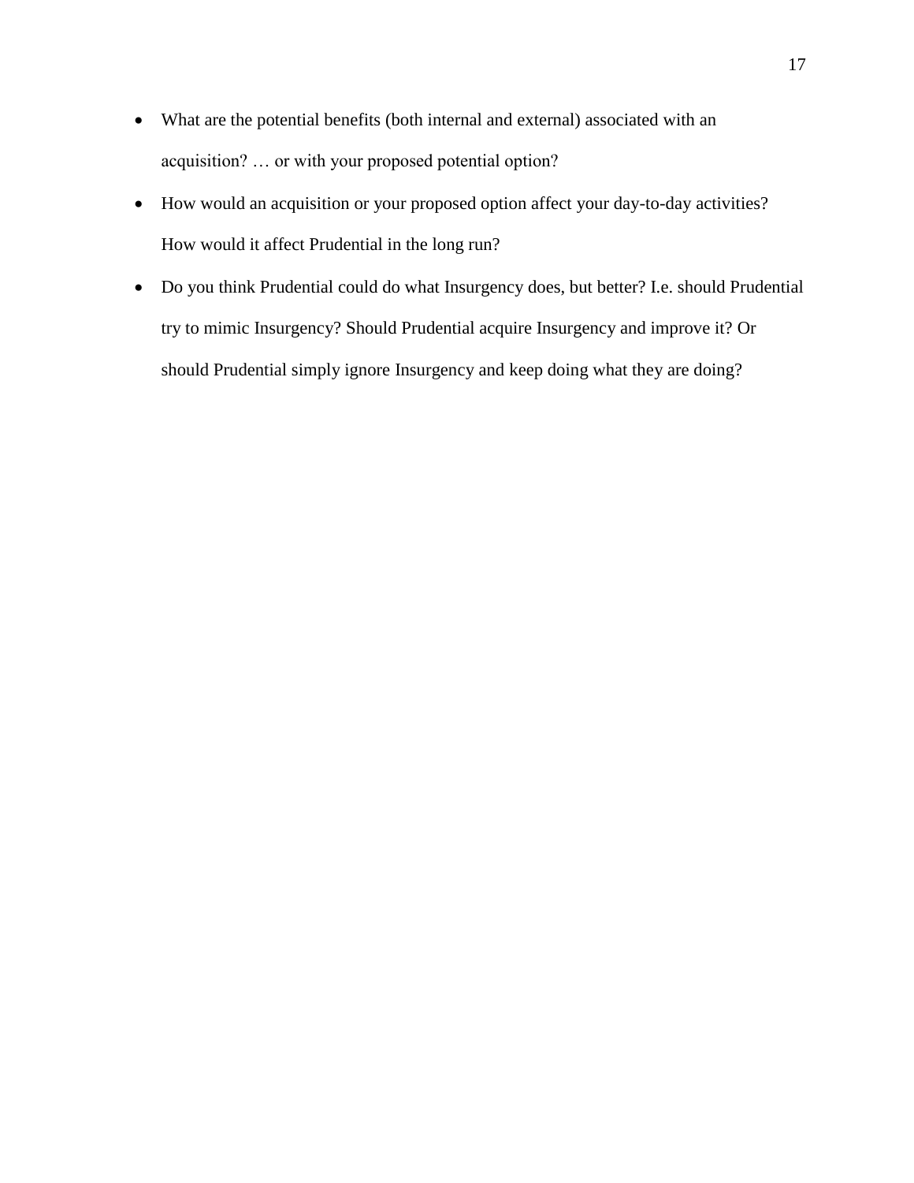- What are the potential benefits (both internal and external) associated with an acquisition? … or with your proposed potential option?
- How would an acquisition or your proposed option affect your day-to-day activities? How would it affect Prudential in the long run?
- Do you think Prudential could do what Insurgency does, but better? I.e. should Prudential try to mimic Insurgency? Should Prudential acquire Insurgency and improve it? Or should Prudential simply ignore Insurgency and keep doing what they are doing?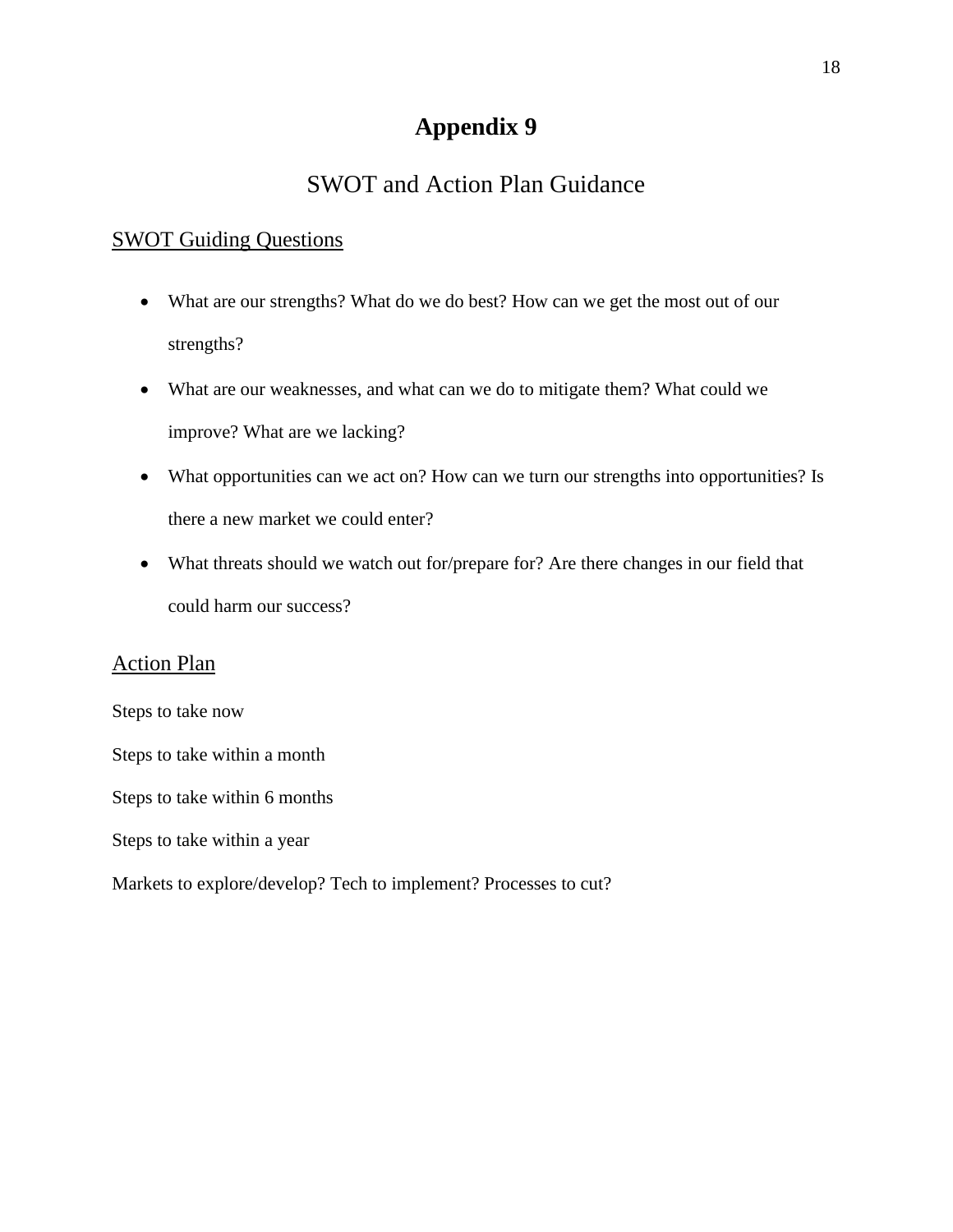# Appendix 9

## SWOT and Action Plan Guidance

### SWOT Guiding Questions

- What are our strengths? What do we do best? How can we get the most out of our strengths?
- What are our weaknesses, and what can we do to mitigate them? What could we improve? What are we lacking?
- What opportunities can we act on? How can we turn our strengths into opportunities? Is there a new market we could enter?
- What threats should we watch out for/prepare for? Are there changes in our field that could harm our success?

### Action Plan

Steps to take now

Steps to take within a month

Steps to take within 6 months

Steps to take within a year

Markets to explore/develop? Tech to implement? Processes to cut?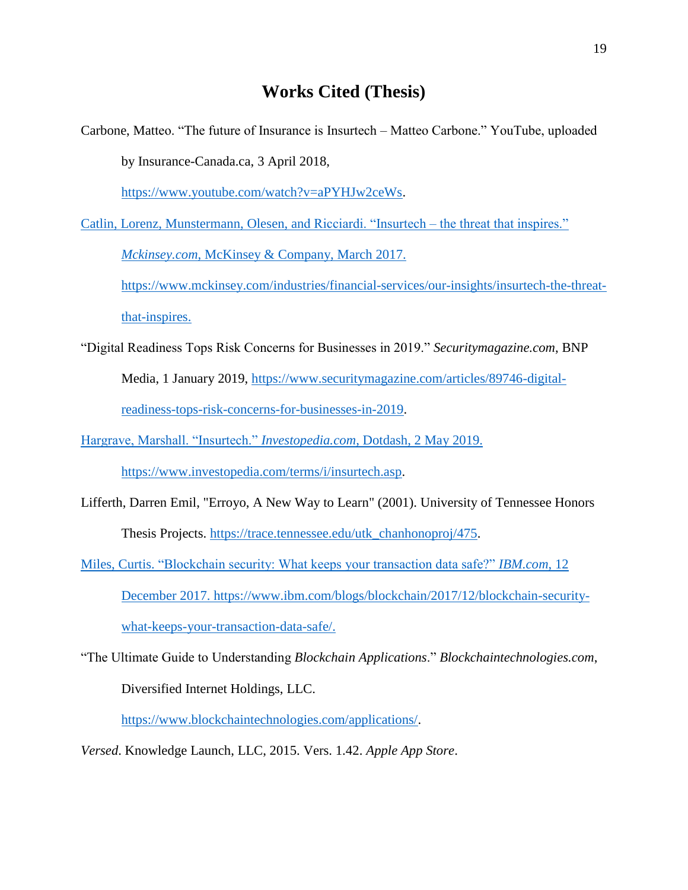# Works Cited (Thesis)

Carbone, Matteo. "The future of Insurance is Insurtech – Matteo Carbone." YouTube, uploaded by Insurance-Canada.ca, 3 April 2018, https://www.youtube.com/watch?v=aPYHJw2ceWs.

Catlin, Lorenz, Munstermann, Olesen, and Ricciardi. "Insurtech – the threat that inspires." *Mckinsey.com*, McKinsey & Company, March 2017. https://www.mckinsey.com/industries/financial-services/our-insights/insurtech-the-threat-that-inspires.

"Digital Readiness Tops Risk Concerns for Businesses in 2019." *Securitymagazine.com*, BNP Media, 1 January 2019, https://www.securitymagazine.com/articles/89746-digital-readiness-tops-risk-concerns-for-businesses-in-2019.

Hargrave, Marshall. "Insurtech." *Investopedia.com*, Dotdash, 2 May 2019. https://www.investopedia.com/terms/i/insurtech.asp.

Lifferth, Darren Emil, "Erroyo, A New Way to Learn" (2001). University of Tennessee Honors Thesis Projects. https://trace.tennessee.edu/utk_chanhonoproj/475.

Miles, Curtis. "Blockchain security: What keeps your transaction data safe?" *IBM.com*, 12 December 2017. https://www.ibm.com/blogs/blockchain/2017/12/blockchain-security-what-keeps-your-transaction-data-safe/.

"The Ultimate Guide to Understanding *Blockchain Applications*." *Blockchaintechnologies.com*, Diversified Internet Holdings, LLC. https://www.blockchaintechnologies.com/applications/.

*Versed*. Knowledge Launch, LLC, 2015. Vers. 1.42. *Apple App Store*.